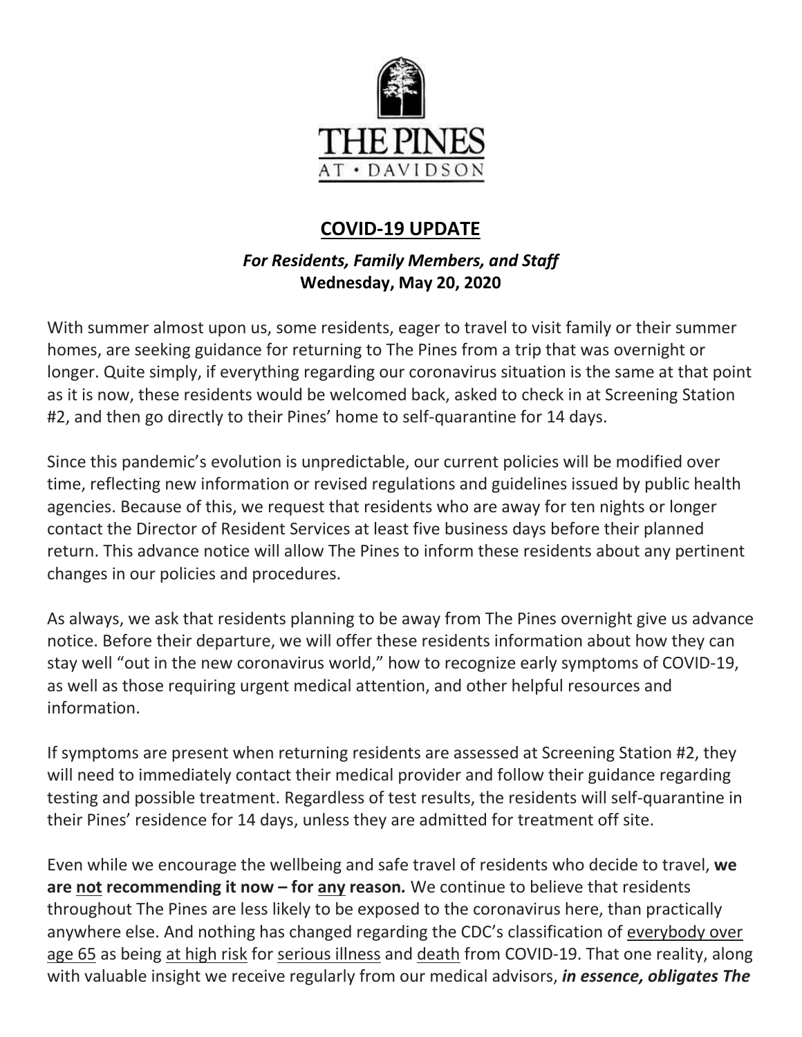THE PINES

AT • DAVIDSON

# COVID-19 UPDATE

***For Residents, Family Members, and Staff***
**Wednesday, May 20, 2020**

With summer almost upon us, some residents, eager to travel to visit family or their summer homes, are seeking guidance for returning to The Pines from a trip that was overnight or longer. Quite simply, if everything regarding our coronavirus situation is the same at that point as it is now, these residents would be welcomed back, asked to check in at Screening Station #2, and then go directly to their Pines' home to self-quarantine for 14 days.

Since this pandemic's evolution is unpredictable, our current policies will be modified over time, reflecting new information or revised regulations and guidelines issued by public health agencies. Because of this, we request that residents who are away for ten nights or longer contact the Director of Resident Services at least five business days before their planned return. This advance notice will allow The Pines to inform these residents about any pertinent changes in our policies and procedures.

As always, we ask that residents planning to be away from The Pines overnight give us advance notice. Before their departure, we will offer these residents information about how they can stay well "out in the new coronavirus world," how to recognize early symptoms of COVID-19, as well as those requiring urgent medical attention, and other helpful resources and information.

If symptoms are present when returning residents are assessed at Screening Station #2, they will need to immediately contact their medical provider and follow their guidance regarding testing and possible treatment. Regardless of test results, the residents will self-quarantine in their Pines' residence for 14 days, unless they are admitted for treatment off site.

Even while we encourage the wellbeing and safe travel of residents who decide to travel, **we are <u>not</u> recommending it now – for <u>any</u> reason*.*** We continue to believe that residents throughout The Pines are less likely to be exposed to the coronavirus here, than practically anywhere else. And nothing has changed regarding the CDC's classification of <u>everybody over age 65</u> as being <u>at high risk</u> for <u>serious illness</u> and <u>death</u> from COVID-19. That one reality, along with valuable insight we receive regularly from our medical advisors, ***in essence, obligates The***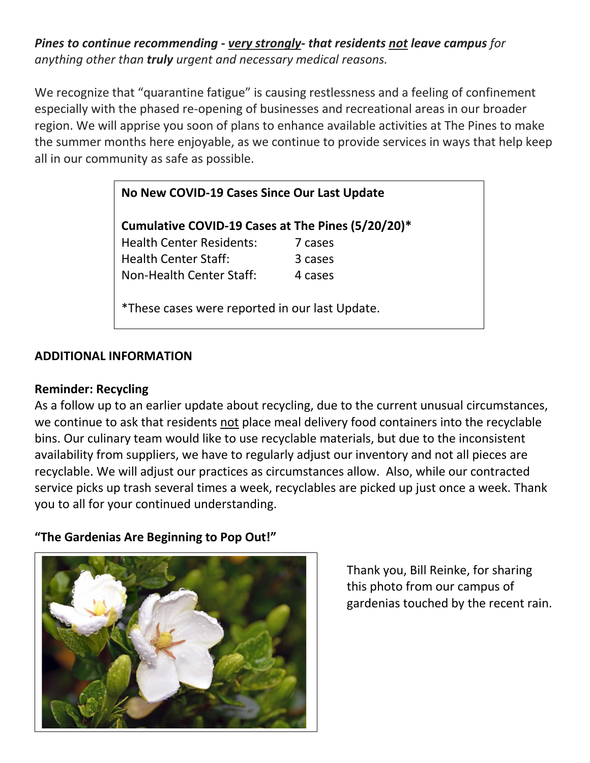***Pines to continue recommending - <u>very strongly</u>- that residents <u>not</u> leave campus** for anything other than **truly** urgent and necessary medical reasons.*

We recognize that "quarantine fatigue" is causing restlessness and a feeling of confinement especially with the phased re-opening of businesses and recreational areas in our broader region. We will apprise you soon of plans to enhance available activities at The Pines to make the summer months here enjoyable, as we continue to provide services in ways that help keep all in our community as safe as possible.

**No New COVID-19 Cases Since Our Last Update**

**Cumulative COVID-19 Cases at The Pines (5/20/20)***

| | |
|---|---|
| Health Center Residents: | 7 cases |
| Health Center Staff: | 3 cases |
| Non-Health Center Staff: | 4 cases |

*These cases were reported in our last Update.

**ADDITIONAL INFORMATION**

**Reminder: Recycling**

As a follow up to an earlier update about recycling, due to the current unusual circumstances, we continue to ask that residents <u>not</u> place meal delivery food containers into the recyclable bins. Our culinary team would like to use recyclable materials, but due to the inconsistent availability from suppliers, we have to regularly adjust our inventory and not all pieces are recyclable. We will adjust our practices as circumstances allow. Also, while our contracted service picks up trash several times a week, recyclables are picked up just once a week. Thank you to all for your continued understanding.

**"The Gardenias Are Beginning to Pop Out!"**

Thank you, Bill Reinke, for sharing this photo from our campus of gardenias touched by the recent rain.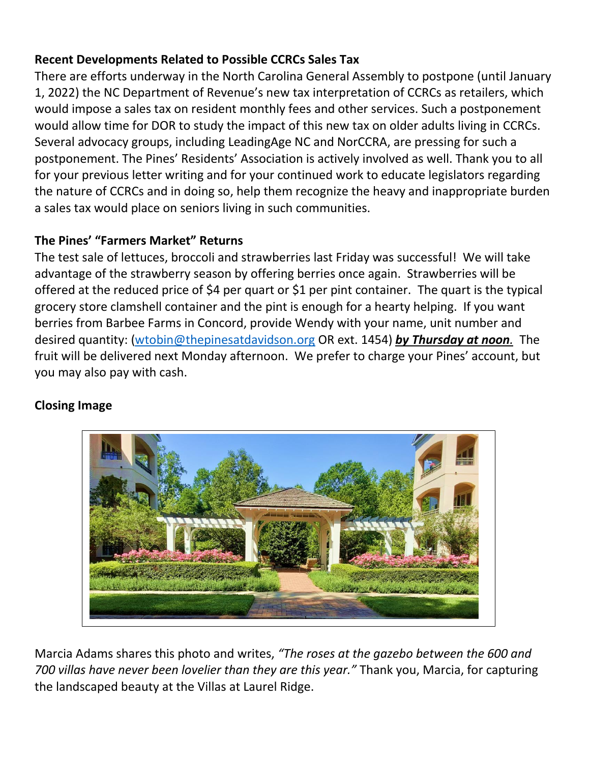**Recent Developments Related to Possible CCRCs Sales Tax**

There are efforts underway in the North Carolina General Assembly to postpone (until January 1, 2022) the NC Department of Revenue's new tax interpretation of CCRCs as retailers, which would impose a sales tax on resident monthly fees and other services. Such a postponement would allow time for DOR to study the impact of this new tax on older adults living in CCRCs. Several advocacy groups, including LeadingAge NC and NorCCRA, are pressing for such a postponement. The Pines' Residents' Association is actively involved as well. Thank you to all for your previous letter writing and for your continued work to educate legislators regarding the nature of CCRCs and in doing so, help them recognize the heavy and inappropriate burden a sales tax would place on seniors living in such communities.

**The Pines' "Farmers Market" Returns**

The test sale of lettuces, broccoli and strawberries last Friday was successful! We will take advantage of the strawberry season by offering berries once again. Strawberries will be offered at the reduced price of $4 per quart or $1 per pint container. The quart is the typical grocery store clamshell container and the pint is enough for a hearty helping. If you want berries from Barbee Farms in Concord, provide Wendy with your name, unit number and desired quantity: (wtobin@thepinesatdavidson.org OR ext. 1454) ***by Thursday at noon.*** The fruit will be delivered next Monday afternoon. We prefer to charge your Pines' account, but you may also pay with cash.

**Closing Image**

Marcia Adams shares this photo and writes, *"The roses at the gazebo between the 600 and 700 villas have never been lovelier than they are this year."* Thank you, Marcia, for capturing the landscaped beauty at the Villas at Laurel Ridge.